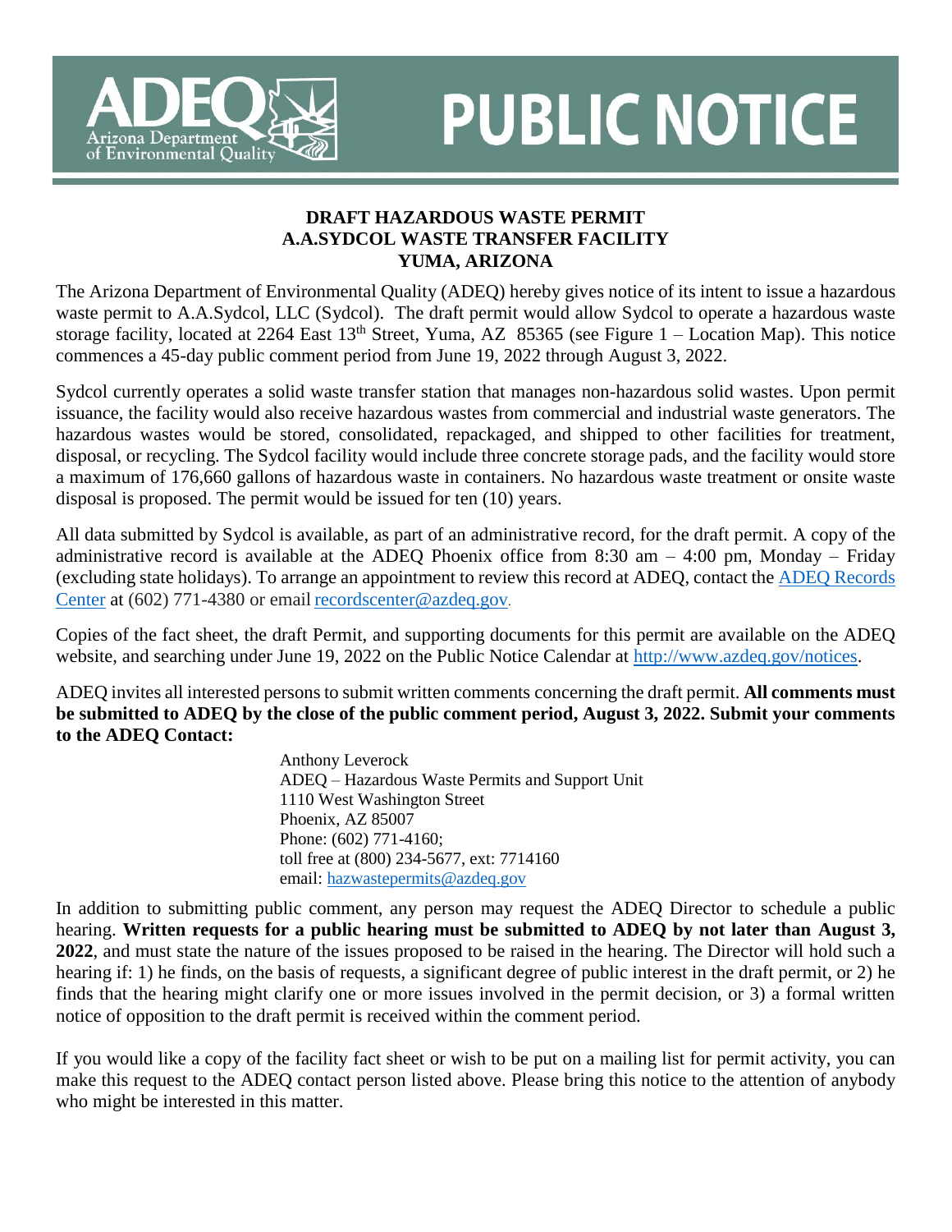# PUBLIC NOTICE

**DRAFT HAZARDOUS WASTE PERMIT**
**A.A.SYDCOL WASTE TRANSFER FACILITY**
**YUMA, ARIZONA**

The Arizona Department of Environmental Quality (ADEQ) hereby gives notice of its intent to issue a hazardous waste permit to A.A.Sydcol, LLC (Sydcol). The draft permit would allow Sydcol to operate a hazardous waste storage facility, located at 2264 East 13th Street, Yuma, AZ 85365 (see Figure 1 – Location Map). This notice commences a 45-day public comment period from June 19, 2022 through August 3, 2022.

Sydcol currently operates a solid waste transfer station that manages non-hazardous solid wastes. Upon permit issuance, the facility would also receive hazardous wastes from commercial and industrial waste generators. The hazardous wastes would be stored, consolidated, repackaged, and shipped to other facilities for treatment, disposal, or recycling. The Sydcol facility would include three concrete storage pads, and the facility would store a maximum of 176,660 gallons of hazardous waste in containers. No hazardous waste treatment or onsite waste disposal is proposed. The permit would be issued for ten (10) years.

All data submitted by Sydcol is available, as part of an administrative record, for the draft permit. A copy of the administrative record is available at the ADEQ Phoenix office from 8:30 am – 4:00 pm, Monday – Friday (excluding state holidays). To arrange an appointment to review this record at ADEQ, contact the ADEQ Records Center at (602) 771-4380 or email recordscenter@azdeq.gov.

Copies of the fact sheet, the draft Permit, and supporting documents for this permit are available on the ADEQ website, and searching under June 19, 2022 on the Public Notice Calendar at http://www.azdeq.gov/notices.

ADEQ invites all interested persons to submit written comments concerning the draft permit. **All comments must be submitted to ADEQ by the close of the public comment period, August 3, 2022. Submit your comments to the ADEQ Contact:**

Anthony Leverock
ADEQ – Hazardous Waste Permits and Support Unit
1110 West Washington Street
Phoenix, AZ 85007
Phone: (602) 771-4160;
toll free at (800) 234-5677, ext: 7714160
email: hazwastepermits@azdeq.gov

In addition to submitting public comment, any person may request the ADEQ Director to schedule a public hearing. **Written requests for a public hearing must be submitted to ADEQ by not later than August 3, 2022**, and must state the nature of the issues proposed to be raised in the hearing. The Director will hold such a hearing if: 1) he finds, on the basis of requests, a significant degree of public interest in the draft permit, or 2) he finds that the hearing might clarify one or more issues involved in the permit decision, or 3) a formal written notice of opposition to the draft permit is received within the comment period.

If you would like a copy of the facility fact sheet or wish to be put on a mailing list for permit activity, you can make this request to the ADEQ contact person listed above. Please bring this notice to the attention of anybody who might be interested in this matter.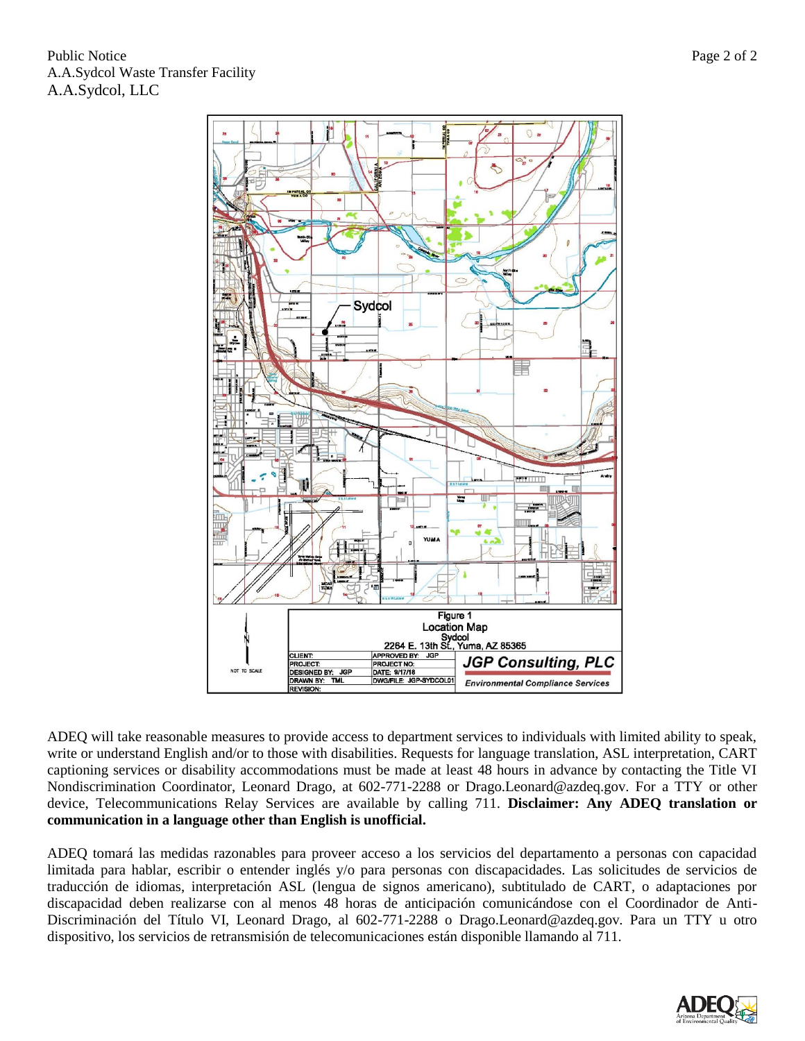Public Notice
A.A.Sydcol Waste Transfer Facility
A.A.Sydcol, LLC

Sydcol

Figure 1
Location Map
Sydcol
2264 E. 13th St., Yuma, AZ 85365

NOT TO SCALE

CLIENT:
PROJECT:
DESIGNED BY: JGP
DRAWN BY: TML
REVISION:
APPROVED BY: JGP
PROJECT NO:
DATE: 9/17/18
DWG/FILE: JGP-SYDCOL01

JGP Consulting, PLC
Environmental Compliance Services

ADEQ will take reasonable measures to provide access to department services to individuals with limited ability to speak, write or understand English and/or to those with disabilities. Requests for language translation, ASL interpretation, CART captioning services or disability accommodations must be made at least 48 hours in advance by contacting the Title VI Nondiscrimination Coordinator, Leonard Drago, at 602-771-2288 or Drago.Leonard@azdeq.gov. For a TTY or other device, Telecommunications Relay Services are available by calling 711. **Disclaimer: Any ADEQ translation or communication in a language other than English is unofficial.**

ADEQ tomará las medidas razonables para proveer acceso a los servicios del departamento a personas con capacidad limitada para hablar, escribir o entender inglés y/o para personas con discapacidades. Las solicitudes de servicios de traducción de idiomas, interpretación ASL (lengua de signos americano), subtitulado de CART, o adaptaciones por discapacidad deben realizarse con al menos 48 horas de anticipación comunicándose con el Coordinador de Anti-Discriminación del Título VI, Leonard Drago, al 602-771-2288 o Drago.Leonard@azdeq.gov. Para un TTY u otro dispositivo, los servicios de retransmisión de telecomunicaciones están disponible llamando al 711.